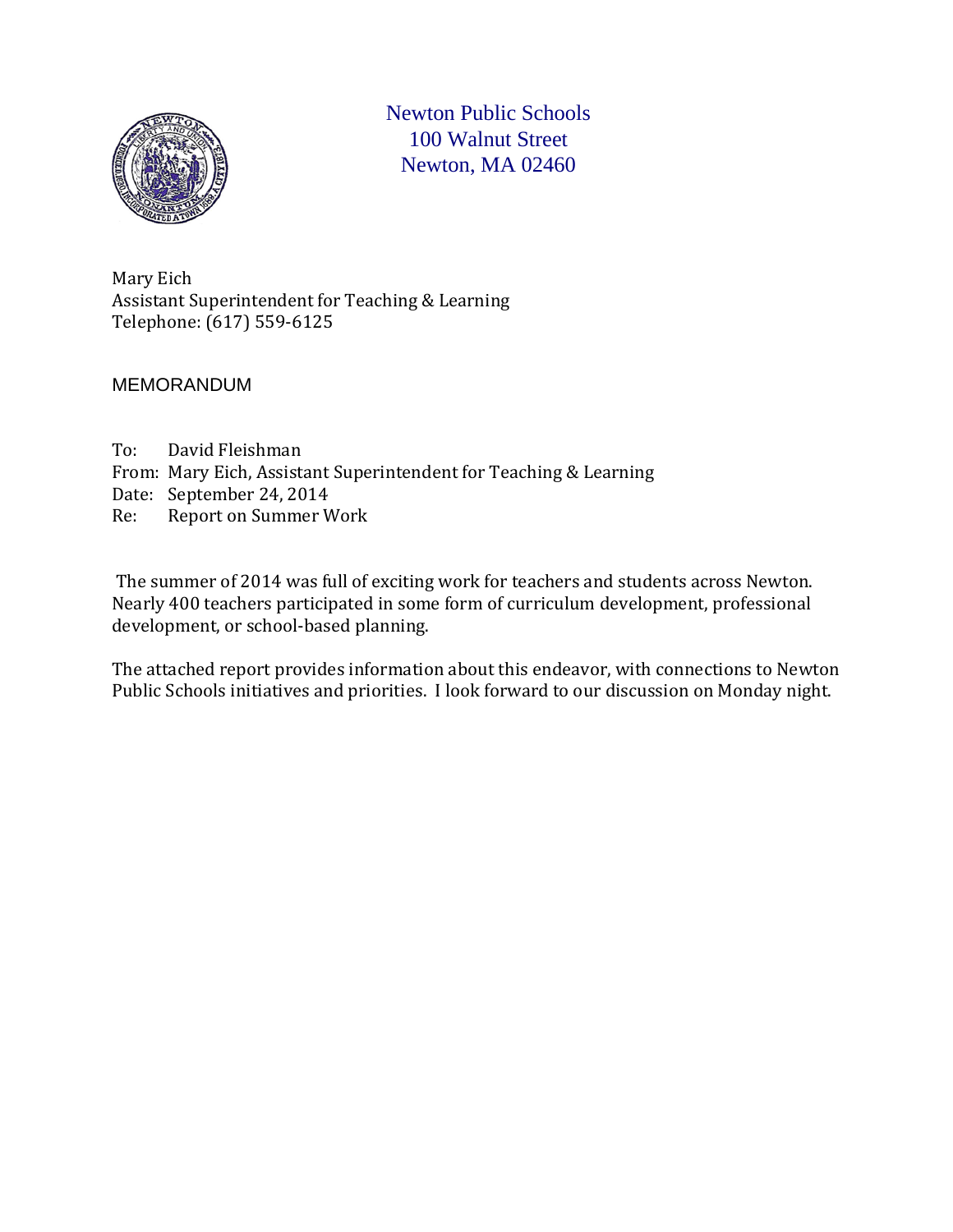Newton Public Schools
100 Walnut Street
Newton, MA 02460

Mary Eich
Assistant Superintendent for Teaching & Learning
Telephone: (617) 559-6125

MEMORANDUM

To: David Fleishman
From: Mary Eich, Assistant Superintendent for Teaching & Learning
Date: September 24, 2014
Re: Report on Summer Work

The summer of 2014 was full of exciting work for teachers and students across Newton. Nearly 400 teachers participated in some form of curriculum development, professional development, or school-based planning.

The attached report provides information about this endeavor, with connections to Newton Public Schools initiatives and priorities. I look forward to our discussion on Monday night.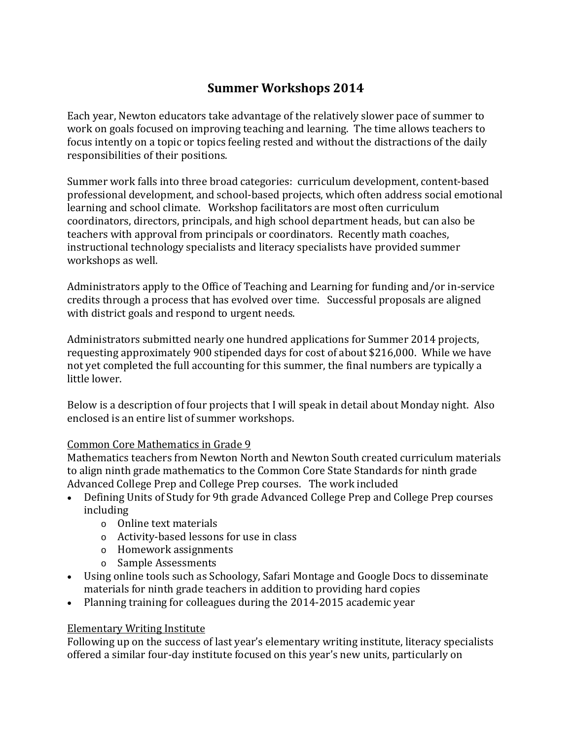# Summer Workshops 2014

Each year, Newton educators take advantage of the relatively slower pace of summer to work on goals focused on improving teaching and learning. The time allows teachers to focus intently on a topic or topics feeling rested and without the distractions of the daily responsibilities of their positions.

Summer work falls into three broad categories: curriculum development, content-based professional development, and school-based projects, which often address social emotional learning and school climate. Workshop facilitators are most often curriculum coordinators, directors, principals, and high school department heads, but can also be teachers with approval from principals or coordinators. Recently math coaches, instructional technology specialists and literacy specialists have provided summer workshops as well.

Administrators apply to the Office of Teaching and Learning for funding and/or in-service credits through a process that has evolved over time. Successful proposals are aligned with district goals and respond to urgent needs.

Administrators submitted nearly one hundred applications for Summer 2014 projects, requesting approximately 900 stipended days for cost of about $216,000. While we have not yet completed the full accounting for this summer, the final numbers are typically a little lower.

Below is a description of four projects that I will speak in detail about Monday night. Also enclosed is an entire list of summer workshops.

<u>Common Core Mathematics in Grade 9</u>

Mathematics teachers from Newton North and Newton South created curriculum materials to align ninth grade mathematics to the Common Core State Standards for ninth grade Advanced College Prep and College Prep courses. The work included

- Defining Units of Study for 9th grade Advanced College Prep and College Prep courses including
  - Online text materials
  - Activity-based lessons for use in class
  - Homework assignments
  - Sample Assessments
- Using online tools such as Schoology, Safari Montage and Google Docs to disseminate materials for ninth grade teachers in addition to providing hard copies
- Planning training for colleagues during the 2014-2015 academic year

<u>Elementary Writing Institute</u>

Following up on the success of last year's elementary writing institute, literacy specialists offered a similar four-day institute focused on this year's new units, particularly on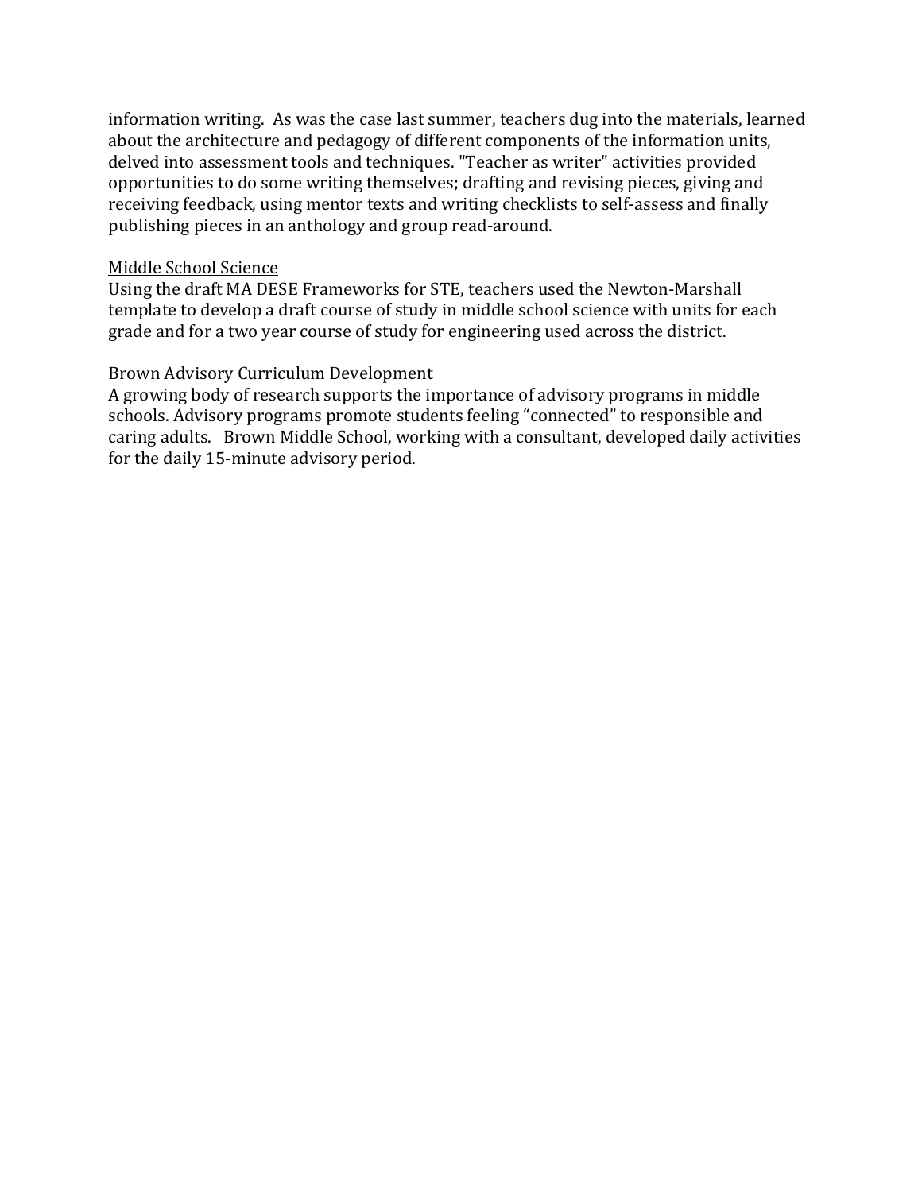information writing. As was the case last summer, teachers dug into the materials, learned about the architecture and pedagogy of different components of the information units, delved into assessment tools and techniques. "Teacher as writer" activities provided opportunities to do some writing themselves; drafting and revising pieces, giving and receiving feedback, using mentor texts and writing checklists to self-assess and finally publishing pieces in an anthology and group read-around.

<u>Middle School Science</u>
Using the draft MA DESE Frameworks for STE, teachers used the Newton-Marshall template to develop a draft course of study in middle school science with units for each grade and for a two year course of study for engineering used across the district.

<u>Brown Advisory Curriculum Development</u>
A growing body of research supports the importance of advisory programs in middle schools. Advisory programs promote students feeling "connected" to responsible and caring adults. Brown Middle School, working with a consultant, developed daily activities for the daily 15-minute advisory period.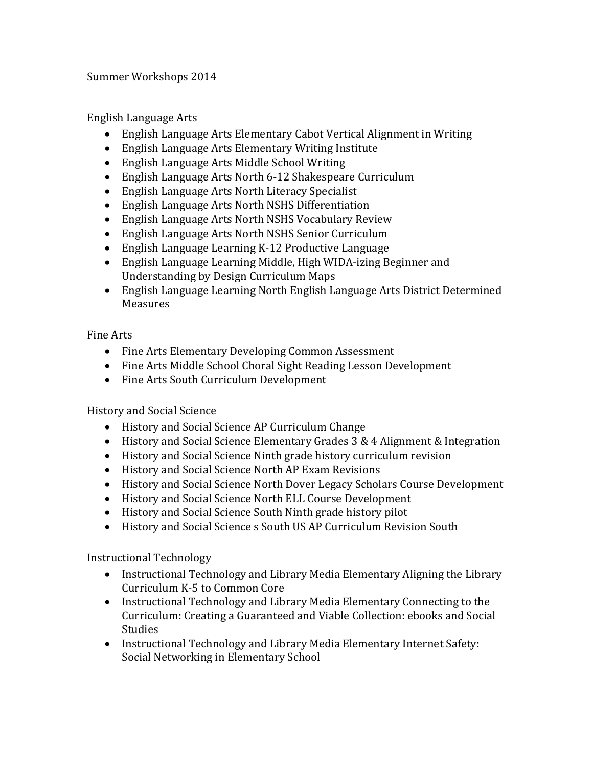Summer Workshops 2014

English Language Arts

- English Language Arts Elementary Cabot Vertical Alignment in Writing
- English Language Arts Elementary Writing Institute
- English Language Arts Middle School Writing
- English Language Arts North 6-12 Shakespeare Curriculum
- English Language Arts North Literacy Specialist
- English Language Arts North NSHS Differentiation
- English Language Arts North NSHS Vocabulary Review
- English Language Arts North NSHS Senior Curriculum
- English Language Learning K-12 Productive Language
- English Language Learning Middle, High WIDA-izing Beginner and Understanding by Design Curriculum Maps
- English Language Learning North English Language Arts District Determined Measures

Fine Arts

- Fine Arts Elementary Developing Common Assessment
- Fine Arts Middle School Choral Sight Reading Lesson Development
- Fine Arts South Curriculum Development

History and Social Science

- History and Social Science AP Curriculum Change
- History and Social Science Elementary Grades 3 & 4 Alignment & Integration
- History and Social Science Ninth grade history curriculum revision
- History and Social Science North AP Exam Revisions
- History and Social Science North Dover Legacy Scholars Course Development
- History and Social Science North ELL Course Development
- History and Social Science South Ninth grade history pilot
- History and Social Science s South US AP Curriculum Revision South

Instructional Technology

- Instructional Technology and Library Media Elementary Aligning the Library Curriculum K-5 to Common Core
- Instructional Technology and Library Media Elementary Connecting to the Curriculum: Creating a Guaranteed and Viable Collection: ebooks and Social Studies
- Instructional Technology and Library Media Elementary Internet Safety: Social Networking in Elementary School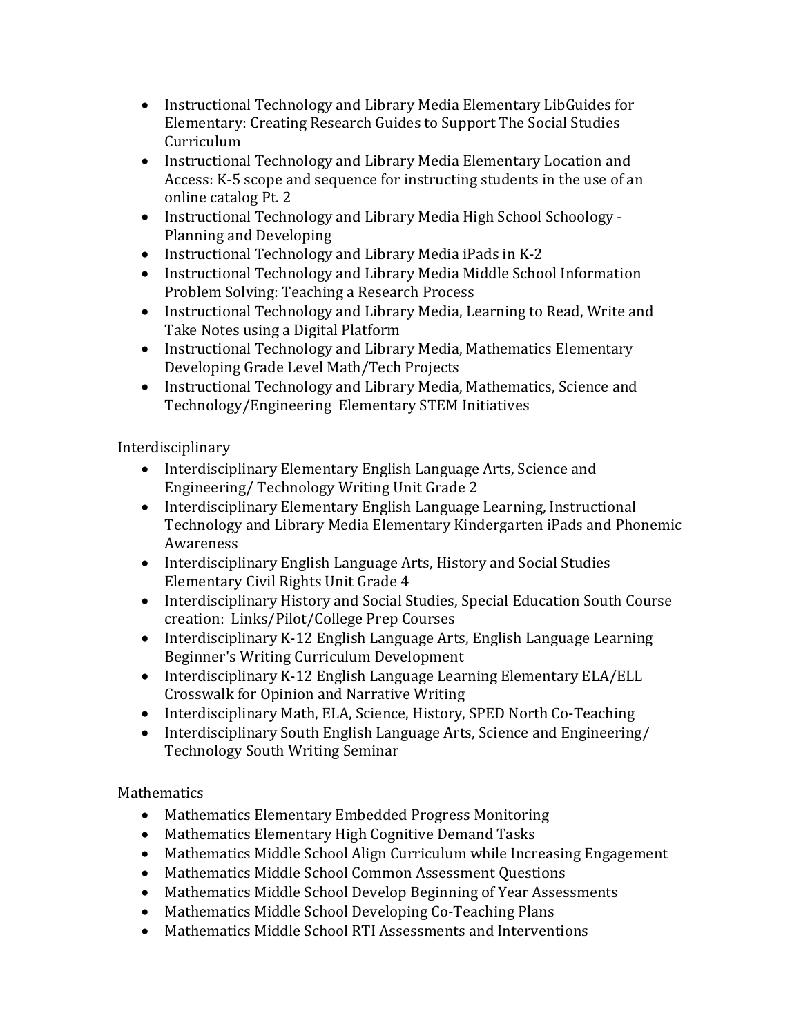- Instructional Technology and Library Media Elementary LibGuides for Elementary: Creating Research Guides to Support The Social Studies Curriculum
- Instructional Technology and Library Media Elementary Location and Access: K-5 scope and sequence for instructing students in the use of an online catalog Pt. 2
- Instructional Technology and Library Media High School Schoology - Planning and Developing
- Instructional Technology and Library Media iPads in K-2
- Instructional Technology and Library Media Middle School Information Problem Solving: Teaching a Research Process
- Instructional Technology and Library Media, Learning to Read, Write and Take Notes using a Digital Platform
- Instructional Technology and Library Media, Mathematics Elementary Developing Grade Level Math/Tech Projects
- Instructional Technology and Library Media, Mathematics, Science and Technology/Engineering Elementary STEM Initiatives

Interdisciplinary

- Interdisciplinary Elementary English Language Arts, Science and Engineering/ Technology Writing Unit Grade 2
- Interdisciplinary Elementary English Language Learning, Instructional Technology and Library Media Elementary Kindergarten iPads and Phonemic Awareness
- Interdisciplinary English Language Arts, History and Social Studies Elementary Civil Rights Unit Grade 4
- Interdisciplinary History and Social Studies, Special Education South Course creation: Links/Pilot/College Prep Courses
- Interdisciplinary K-12 English Language Arts, English Language Learning Beginner's Writing Curriculum Development
- Interdisciplinary K-12 English Language Learning Elementary ELA/ELL Crosswalk for Opinion and Narrative Writing
- Interdisciplinary Math, ELA, Science, History, SPED North Co-Teaching
- Interdisciplinary South English Language Arts, Science and Engineering/ Technology South Writing Seminar

Mathematics

- Mathematics Elementary Embedded Progress Monitoring
- Mathematics Elementary High Cognitive Demand Tasks
- Mathematics Middle School Align Curriculum while Increasing Engagement
- Mathematics Middle School Common Assessment Questions
- Mathematics Middle School Develop Beginning of Year Assessments
- Mathematics Middle School Developing Co-Teaching Plans
- Mathematics Middle School RTI Assessments and Interventions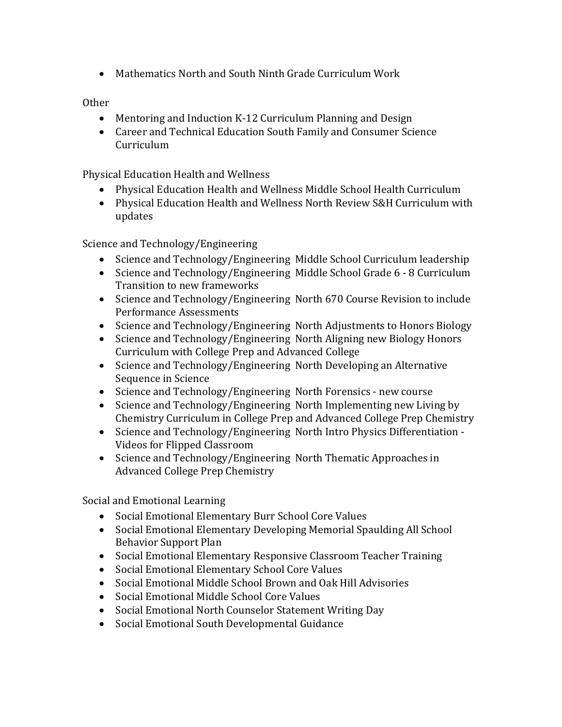- Mathematics North and South Ninth Grade Curriculum Work

Other

- Mentoring and Induction K-12 Curriculum Planning and Design
- Career and Technical Education South Family and Consumer Science Curriculum

Physical Education Health and Wellness

- Physical Education Health and Wellness Middle School Health Curriculum
- Physical Education Health and Wellness North Review S&H Curriculum with updates

Science and Technology/Engineering

- Science and Technology/Engineering Middle School Curriculum leadership
- Science and Technology/Engineering Middle School Grade 6 - 8 Curriculum Transition to new frameworks
- Science and Technology/Engineering North 670 Course Revision to include Performance Assessments
- Science and Technology/Engineering North Adjustments to Honors Biology
- Science and Technology/Engineering North Aligning new Biology Honors Curriculum with College Prep and Advanced College
- Science and Technology/Engineering North Developing an Alternative Sequence in Science
- Science and Technology/Engineering North Forensics - new course
- Science and Technology/Engineering North Implementing new Living by Chemistry Curriculum in College Prep and Advanced College Prep Chemistry
- Science and Technology/Engineering North Intro Physics Differentiation - Videos for Flipped Classroom
- Science and Technology/Engineering North Thematic Approaches in Advanced College Prep Chemistry

Social and Emotional Learning

- Social Emotional Elementary Burr School Core Values
- Social Emotional Elementary Developing Memorial Spaulding All School Behavior Support Plan
- Social Emotional Elementary Responsive Classroom Teacher Training
- Social Emotional Elementary School Core Values
- Social Emotional Middle School Brown and Oak Hill Advisories
- Social Emotional Middle School Core Values
- Social Emotional North Counselor Statement Writing Day
- Social Emotional South Developmental Guidance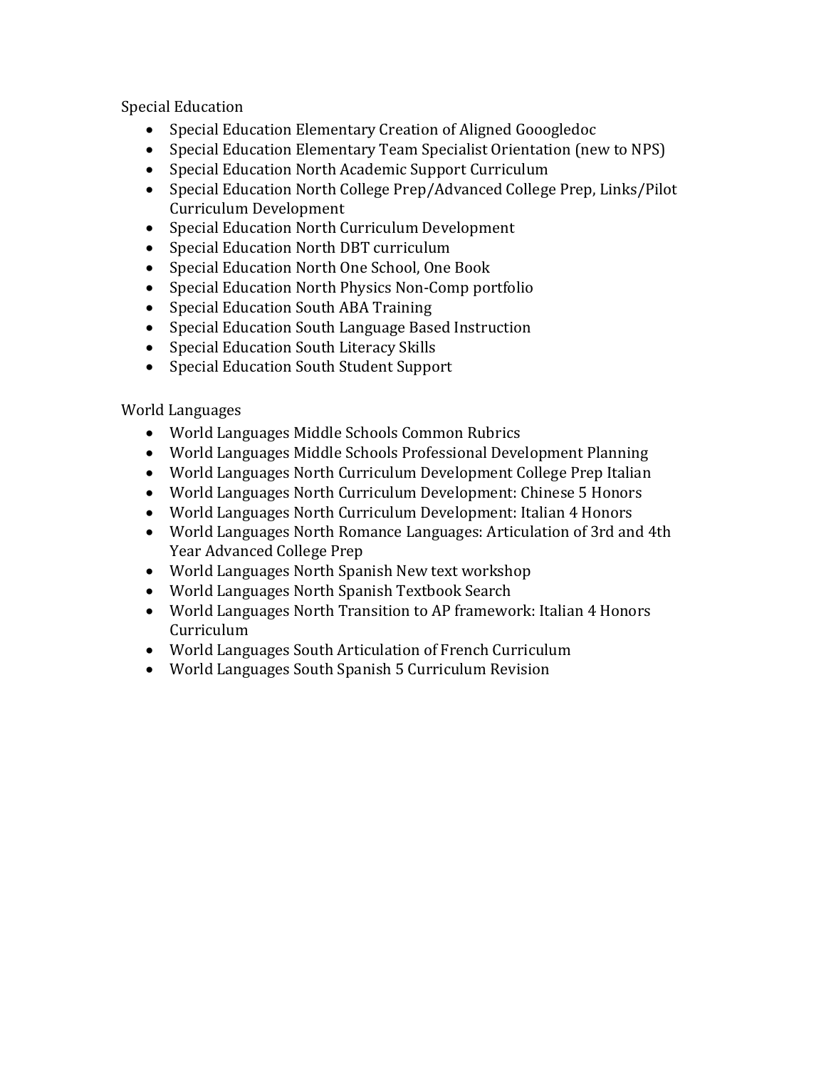Special Education

- Special Education Elementary Creation of Aligned Gooogledoc
- Special Education Elementary Team Specialist Orientation (new to NPS)
- Special Education North Academic Support Curriculum
- Special Education North College Prep/Advanced College Prep, Links/Pilot Curriculum Development
- Special Education North Curriculum Development
- Special Education North DBT curriculum
- Special Education North One School, One Book
- Special Education North Physics Non-Comp portfolio
- Special Education South ABA Training
- Special Education South Language Based Instruction
- Special Education South Literacy Skills
- Special Education South Student Support

World Languages

- World Languages Middle Schools Common Rubrics
- World Languages Middle Schools Professional Development Planning
- World Languages North Curriculum Development College Prep Italian
- World Languages North Curriculum Development: Chinese 5 Honors
- World Languages North Curriculum Development: Italian 4 Honors
- World Languages North Romance Languages: Articulation of 3rd and 4th Year Advanced College Prep
- World Languages North Spanish New text workshop
- World Languages North Spanish Textbook Search
- World Languages North Transition to AP framework: Italian 4 Honors Curriculum
- World Languages South Articulation of French Curriculum
- World Languages South Spanish 5 Curriculum Revision